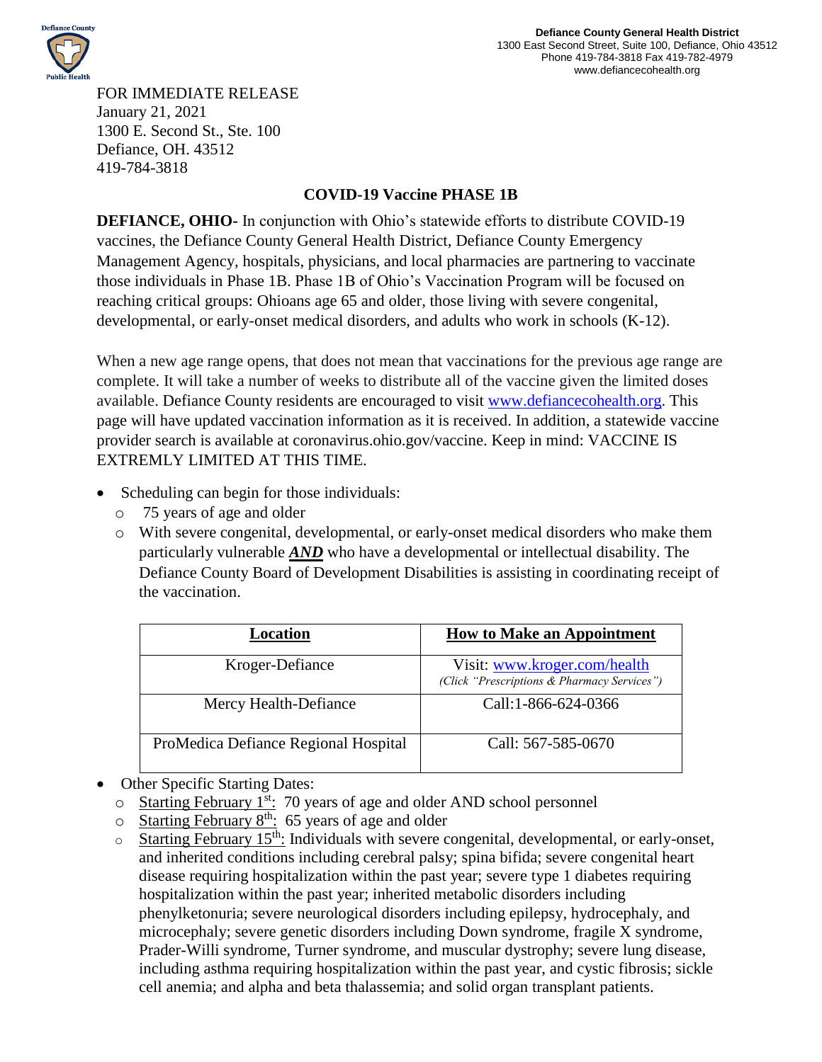Defiance County General Health District
1300 East Second Street, Suite 100, Defiance, Ohio 43512
Phone 419-784-3818 Fax 419-782-4979
www.defiancecohealth.org

FOR IMMEDIATE RELEASE
January 21, 2021
1300 E. Second St., Ste. 100
Defiance, OH. 43512
419-784-3818

## COVID-19 Vaccine PHASE 1B

**DEFIANCE, OHIO**- In conjunction with Ohio's statewide efforts to distribute COVID-19 vaccines, the Defiance County General Health District, Defiance County Emergency Management Agency, hospitals, physicians, and local pharmacies are partnering to vaccinate those individuals in Phase 1B. Phase 1B of Ohio's Vaccination Program will be focused on reaching critical groups: Ohioans age 65 and older, those living with severe congenital, developmental, or early-onset medical disorders, and adults who work in schools (K-12).

When a new age range opens, that does not mean that vaccinations for the previous age range are complete. It will take a number of weeks to distribute all of the vaccine given the limited doses available. Defiance County residents are encouraged to visit www.defiancecohealth.org. This page will have updated vaccination information as it is received. In addition, a statewide vaccine provider search is available at coronavirus.ohio.gov/vaccine. Keep in mind: VACCINE IS EXTREMLY LIMITED AT THIS TIME.

- Scheduling can begin for those individuals:
    - 75 years of age and older
    - With severe congenital, developmental, or early-onset medical disorders who make them particularly vulnerable ***AND*** who have a developmental or intellectual disability. The Defiance County Board of Development Disabilities is assisting in coordinating receipt of the vaccination.

| **Location** | **How to Make an Appointment** |
|---|---|
| Kroger-Defiance | Visit: www.kroger.com/health *(Click "Prescriptions & Pharmacy Services")* |
| Mercy Health-Defiance | Call:1-866-624-0366 |
| ProMedica Defiance Regional Hospital | Call: 567-585-0670 |

- Other Specific Starting Dates:
    - Starting February 1st: 70 years of age and older AND school personnel
    - Starting February 8th: 65 years of age and older
    - Starting February 15th: Individuals with severe congenital, developmental, or early-onset, and inherited conditions including cerebral palsy; spina bifida; severe congenital heart disease requiring hospitalization within the past year; severe type 1 diabetes requiring hospitalization within the past year; inherited metabolic disorders including phenylketonuria; severe neurological disorders including epilepsy, hydrocephaly, and microcephaly; severe genetic disorders including Down syndrome, fragile X syndrome, Prader-Willi syndrome, Turner syndrome, and muscular dystrophy; severe lung disease, including asthma requiring hospitalization within the past year, and cystic fibrosis; sickle cell anemia; and alpha and beta thalassemia; and solid organ transplant patients.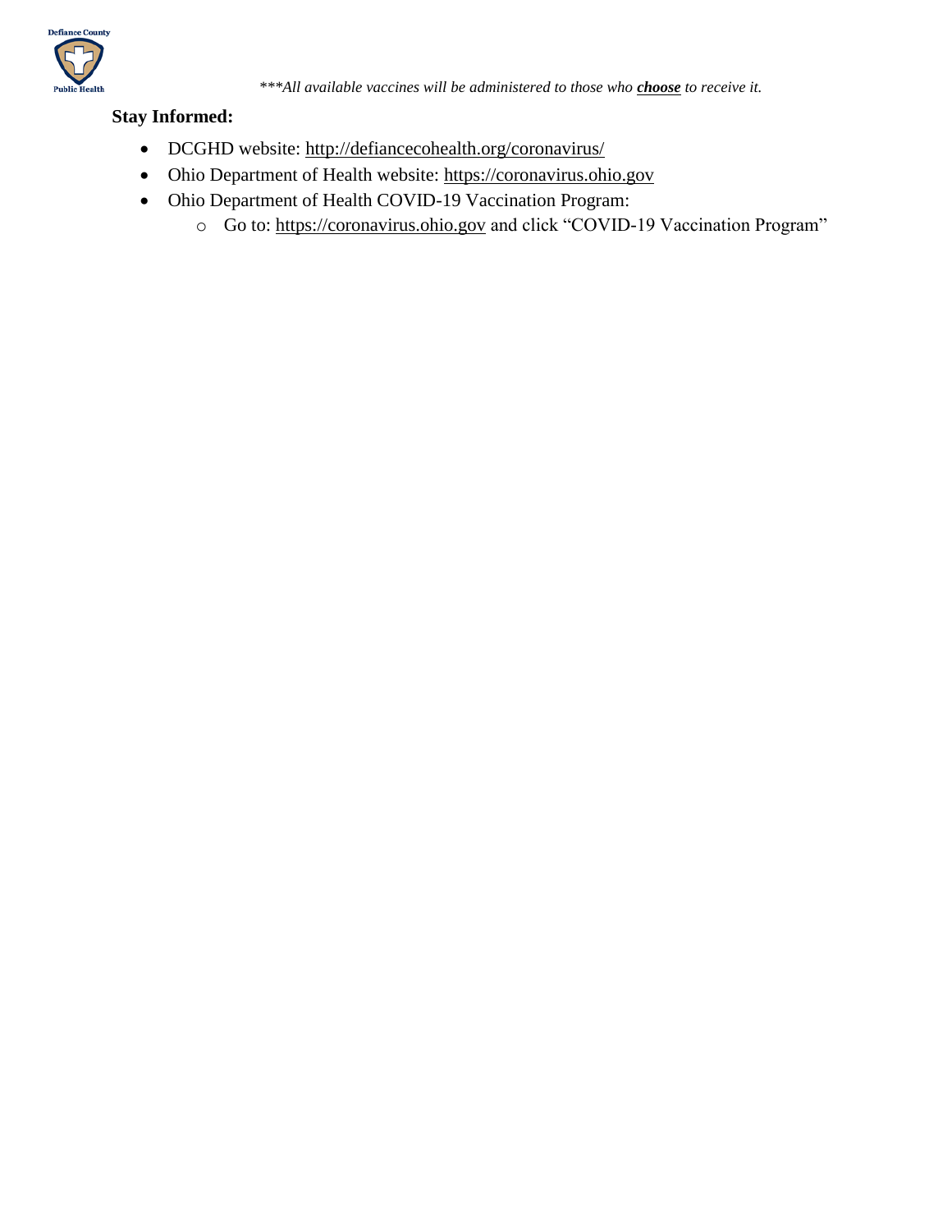*\*\*\*All available vaccines will be administered to those who **choose** to receive it.*

**Stay Informed:**

- DCGHD website: http://defiancecohealth.org/coronavirus/
- Ohio Department of Health website: https://coronavirus.ohio.gov
- Ohio Department of Health COVID-19 Vaccination Program:
  - Go to: https://coronavirus.ohio.gov and click "COVID-19 Vaccination Program"